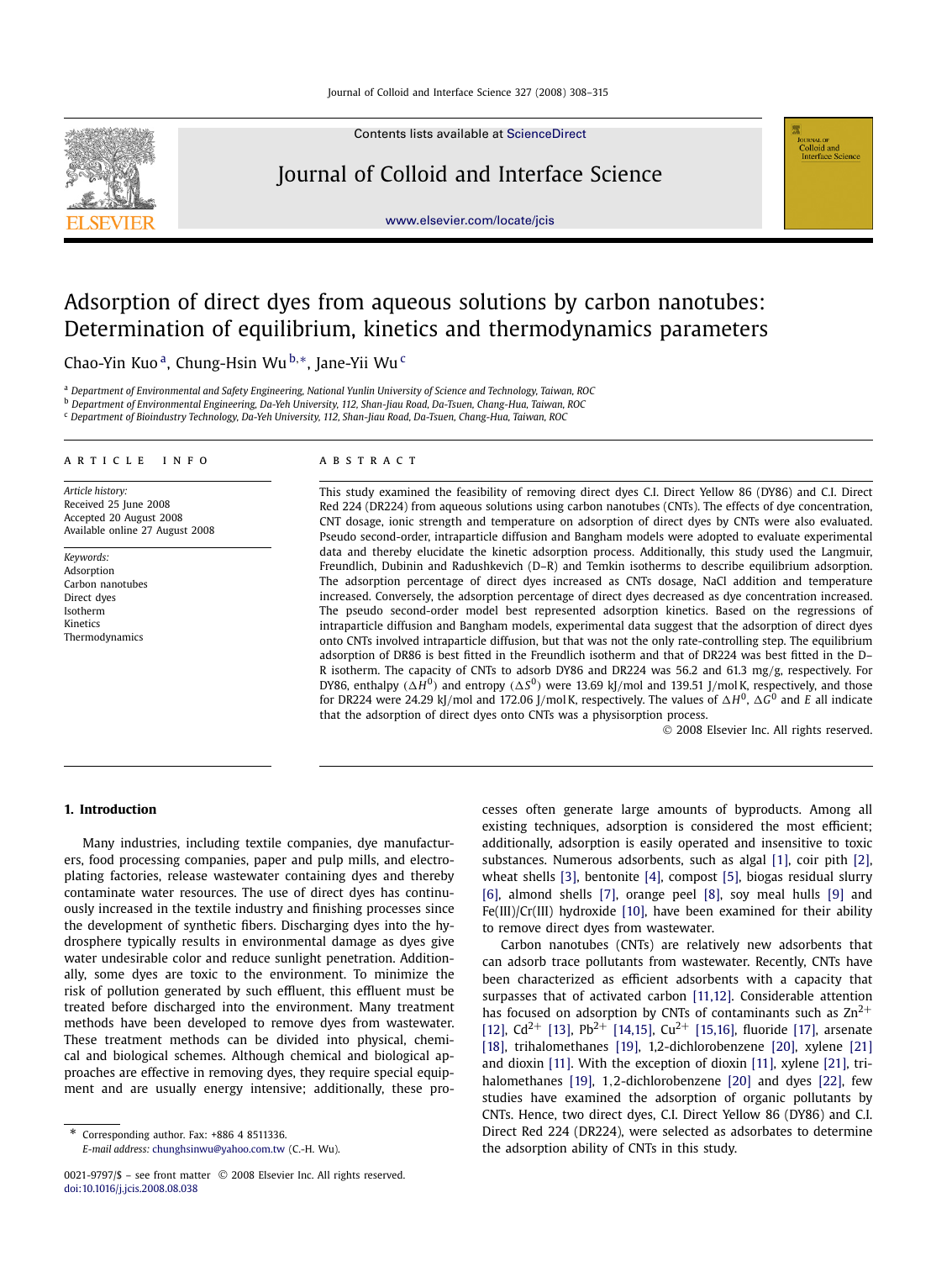# Adsorption of direct dyes from aqueous solutions by carbon nanotubes: Determination of equilibrium, kinetics and thermodynamics parameters

Chao-Yin Kuo [a], Chung-Hsin Wu [b,*], Jane-Yii Wu [c]

[a] Department of Environmental and Safety Engineering, National Yunlin University of Science and Technology, Taiwan, ROC

[b] Department of Environmental Engineering, Da-Yeh University, 112, Shan-Jiau Road, Da-Tsuen, Chang-Hua, Taiwan, ROC

[c] Department of Bioindustry Technology, Da-Yeh University, 112, Shan-Jiau Road, Da-Tsuen, Chang-Hua, Taiwan, ROC

## ARTICLE INFO

*Article history:*
Received 25 June 2008
Accepted 20 August 2008
Available online 27 August 2008

*Keywords:*
Adsorption
Carbon nanotubes
Direct dyes
Isotherm
Kinetics
Thermodynamics

## ABSTRACT

This study examined the feasibility of removing direct dyes C.I. Direct Yellow 86 (DY86) and C.I. Direct Red 224 (DR224) from aqueous solutions using carbon nanotubes (CNTs). The effects of dye concentration, CNT dosage, ionic strength and temperature on adsorption of direct dyes by CNTs were also evaluated. Pseudo second-order, intraparticle diffusion and Bangham models were adopted to evaluate experimental data and thereby elucidate the kinetic adsorption process. Additionally, this study used the Langmuir, Freundlich, Dubinin and Radushkevich (D–R) and Temkin isotherms to describe equilibrium adsorption. The adsorption percentage of direct dyes increased as CNTs dosage, NaCl addition and temperature increased. Conversely, the adsorption percentage of direct dyes decreased as dye concentration increased. The pseudo second-order model best represented adsorption kinetics. Based on the regressions of intraparticle diffusion and Bangham models, experimental data suggest that the adsorption of direct dyes onto CNTs involved intraparticle diffusion, but that was not the only rate-controlling step. The equilibrium adsorption of DR86 is best fitted in the Freundlich isotherm and that of DR224 was best fitted in the D–R isotherm. The capacity of CNTs to adsorb DY86 and DR224 was 56.2 and 61.3 mg/g, respectively. For DY86, enthalpy ($\Delta H^0$) and entropy ($\Delta S^0$) were 13.69 kJ/mol and 139.51 J/mol K, respectively, and those for DR224 were 24.29 kJ/mol and 172.06 J/mol K, respectively. The values of $\Delta H^0$, $\Delta G^0$ and $E$ all indicate that the adsorption of direct dyes onto CNTs was a physisorption process.

© 2008 Elsevier Inc. All rights reserved.

## 1. Introduction

Many industries, including textile companies, dye manufacturers, food processing companies, paper and pulp mills, and electroplating factories, release wastewater containing dyes and thereby contaminate water resources. The use of direct dyes has continuously increased in the textile industry and finishing processes since the development of synthetic fibers. Discharging dyes into the hydrosphere typically results in environmental damage as dyes give water undesirable color and reduce sunlight penetration. Additionally, some dyes are toxic to the environment. To minimize the risk of pollution generated by such effluent, this effluent must be treated before discharged into the environment. Many treatment methods have been developed to remove dyes from wastewater. These treatment methods can be divided into physical, chemical and biological schemes. Although chemical and biological approaches are effective in removing dyes, they require special equipment and are usually energy intensive; additionally, these processes often generate large amounts of byproducts. Among all existing techniques, adsorption is considered the most efficient; additionally, adsorption is easily operated and insensitive to toxic substances. Numerous adsorbents, such as algal [1], coir pith [2], wheat shells [3], bentonite [4], compost [5], biogas residual slurry [6], almond shells [7], orange peel [8], soy meal hulls [9] and Fe(III)/Cr(III) hydroxide [10], have been examined for their ability to remove direct dyes from wastewater.

Carbon nanotubes (CNTs) are relatively new adsorbents that can adsorb trace pollutants from wastewater. Recently, CNTs have been characterized as efficient adsorbents with a capacity that surpasses that of activated carbon [11,12]. Considerable attention has focused on adsorption by CNTs of contaminants such as $Zn^{2+}$ [12], $Cd^{2+}$ [13], $Pb^{2+}$ [14,15], $Cu^{2+}$ [15,16], fluoride [17], arsenate [18], trihalomethanes [19], 1,2-dichlorobenzene [20], xylene [21] and dioxin [11]. With the exception of dioxin [11], xylene [21], trihalomethanes [19], 1,2-dichlorobenzene [20] and dyes [22], few studies have examined the adsorption of organic pollutants by CNTs. Hence, two direct dyes, C.I. Direct Yellow 86 (DY86) and C.I. Direct Red 224 (DR224), were selected as adsorbates to determine the adsorption ability of CNTs in this study.

\* Corresponding author. Fax: +886 4 8511336.
*E-mail address:* chunghsinwu@yahoo.com.tw (C.-H. Wu).

0021-9797/$ – see front matter © 2008 Elsevier Inc. All rights reserved.
doi:10.1016/j.jcis.2008.08.038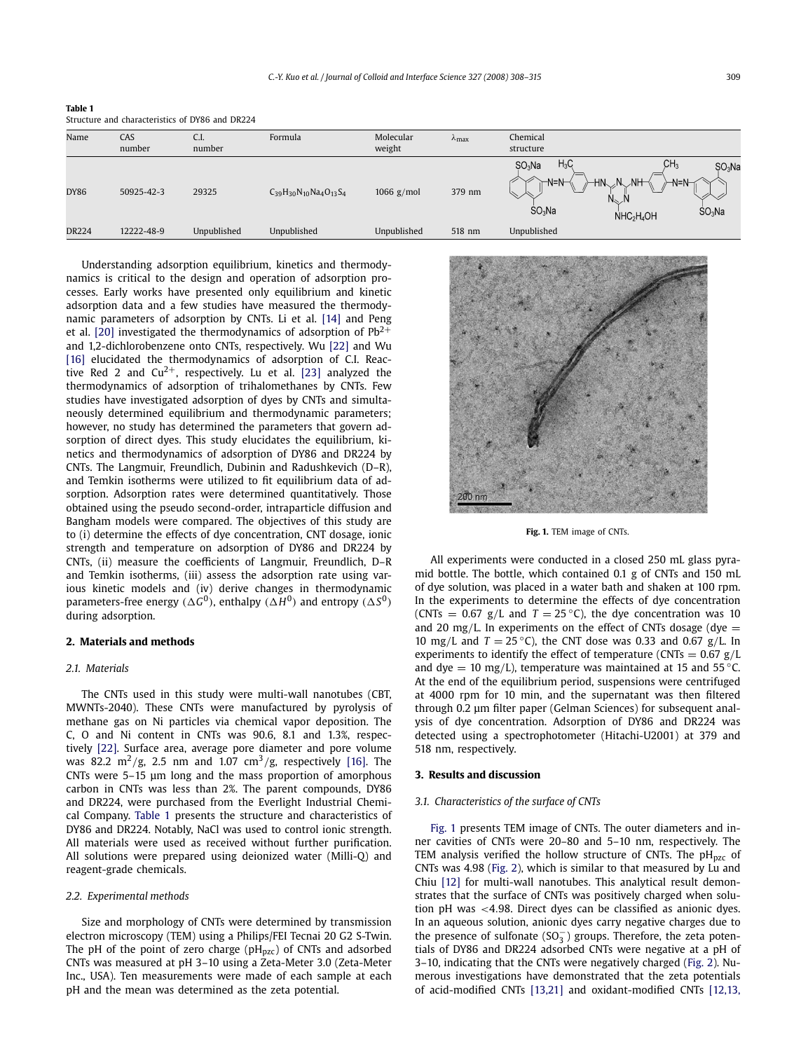**Table 1**
Structure and characteristics of DY86 and DR224

| Name | CAS number | C.I. number | Formula | Molecular weight | $\lambda_{max}$ | Chemical structure |
|---|---|---|---|---|---|---|
| DY86 | 50925-42-3 | 29325 | $C_{39}H_{30}N_{10}Na_4O_{13}S_4$ | 1066 g/mol | 379 nm | |
| DR224 | 12222-48-9 | Unpublished | Unpublished | Unpublished | 518 nm | Unpublished |

Understanding adsorption equilibrium, kinetics and thermodynamics is critical to the design and operation of adsorption processes. Early works have presented only equilibrium and kinetic adsorption data and a few studies have measured the thermodynamic parameters of adsorption by CNTs. Li et al. [14] and Peng et al. [20] investigated the thermodynamics of adsorption of $Pb^{2+}$ and 1,2-dichlorobenzene onto CNTs, respectively. Wu [22] and Wu [16] elucidated the thermodynamics of adsorption of C.I. Reactive Red 2 and $Cu^{2+}$, respectively. Lu et al. [23] analyzed the thermodynamics of adsorption of trihalomethanes by CNTs. Few studies have investigated adsorption of dyes by CNTs and simultaneously determined equilibrium and thermodynamic parameters; however, no study has determined the parameters that govern adsorption of direct dyes. This study elucidates the equilibrium, kinetics and thermodynamics of adsorption of DY86 and DR224 by CNTs. The Langmuir, Freundlich, Dubinin and Radushkevich (D–R), and Temkin isotherms were utilized to fit equilibrium data of adsorption. Adsorption rates were determined quantitatively. Those obtained using the pseudo second-order, intraparticle diffusion and Bangham models were compared. The objectives of this study are to (i) determine the effects of dye concentration, CNT dosage, ionic strength and temperature on adsorption of DY86 and DR224 by CNTs, (ii) measure the coefficients of Langmuir, Freundlich, D–R and Temkin isotherms, (iii) assess the adsorption rate using various kinetic models and (iv) derive changes in thermodynamic parameters-free energy ($\Delta G^0$), enthalpy ($\Delta H^0$) and entropy ($\Delta S^0$) during adsorption.

## 2. Materials and methods

### 2.1. Materials

The CNTs used in this study were multi-wall nanotubes (CBT, MWNTs-2040). These CNTs were manufactured by pyrolysis of methane gas on Ni particles via chemical vapor deposition. The C, O and Ni content in CNTs was 90.6, 8.1 and 1.3%, respectively [22]. Surface area, average pore diameter and pore volume was 82.2 $m^2/g$, 2.5 nm and 1.07 $cm^3/g$, respectively [16]. The CNTs were 5–15 µm long and the mass proportion of amorphous carbon in CNTs was less than 2%. The parent compounds, DY86 and DR224, were purchased from the Everlight Industrial Chemical Company. Table 1 presents the structure and characteristics of DY86 and DR224. Notably, NaCl was used to control ionic strength. All materials were used as received without further purification. All solutions were prepared using deionized water (Milli-Q) and reagent-grade chemicals.

### 2.2. Experimental methods

Size and morphology of CNTs were determined by transmission electron microscopy (TEM) using a Philips/FEI Tecnai 20 G2 S-Twin. The pH of the point of zero charge ($pH_{pzc}$) of CNTs and adsorbed CNTs was measured at pH 3–10 using a Zeta-Meter 3.0 (Zeta-Meter Inc., USA). Ten measurements were made of each sample at each pH and the mean was determined as the zeta potential.

**Fig. 1.** TEM image of CNTs.

All experiments were conducted in a closed 250 mL glass pyramid bottle. The bottle, which contained 0.1 g of CNTs and 150 mL of dye solution, was placed in a water bath and shaken at 100 rpm. In the experiments to determine the effects of dye concentration (CNTs = 0.67 g/L and $T = 25\,^\circ C$), the dye concentration was 10 and 20 mg/L. In experiments on the effect of CNTs dosage (dye = 10 mg/L and $T = 25\,^\circ C$), the CNT dose was 0.33 and 0.67 g/L. In experiments to identify the effect of temperature (CNTs = 0.67 g/L and dye = 10 mg/L), temperature was maintained at 15 and 55 °C. At the end of the equilibrium period, suspensions were centrifuged at 4000 rpm for 10 min, and the supernatant was then filtered through 0.2 µm filter paper (Gelman Sciences) for subsequent analysis of dye concentration. Adsorption of DY86 and DR224 was detected using a spectrophotometer (Hitachi-U2001) at 379 and 518 nm, respectively.

## 3. Results and discussion

### 3.1. Characteristics of the surface of CNTs

Fig. 1 presents TEM image of CNTs. The outer diameters and inner cavities of CNTs were 20–80 and 5–10 nm, respectively. The TEM analysis verified the hollow structure of CNTs. The $pH_{pzc}$ of CNTs was 4.98 (Fig. 2), which is similar to that measured by Lu and Chiu [12] for multi-wall nanotubes. This analytical result demonstrates that the surface of CNTs was positively charged when solution pH was <4.98. Direct dyes can be classified as anionic dyes. In an aqueous solution, anionic dyes carry negative charges due to the presence of sulfonate ($SO_3^-$) groups. Therefore, the zeta potentials of DY86 and DR224 adsorbed CNTs were negative at a pH of 3–10, indicating that the CNTs were negatively charged (Fig. 2). Numerous investigations have demonstrated that the zeta potentials of acid-modified CNTs [13,21] and oxidant-modified CNTs [12,13,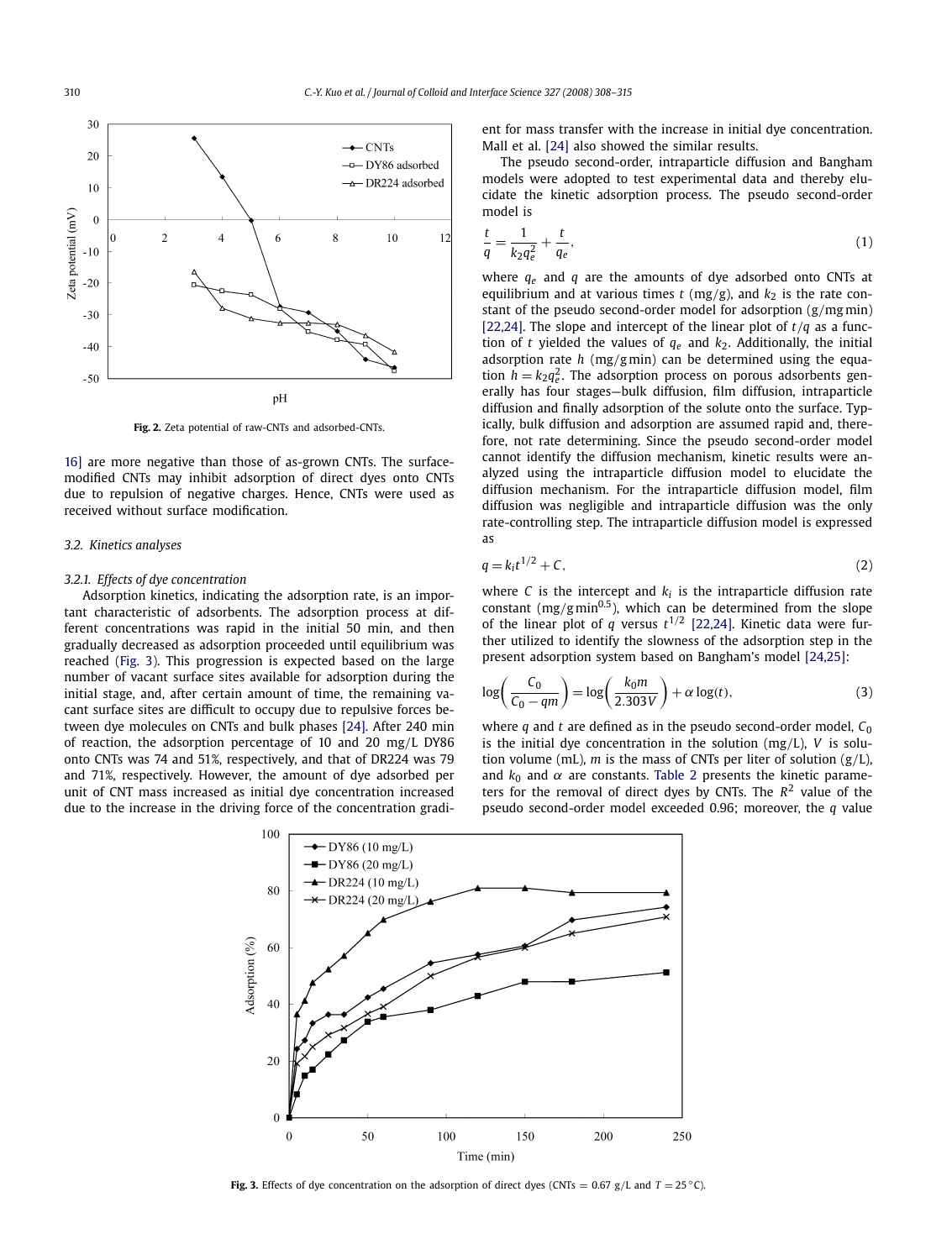Fig. 2. Zeta potential of raw-CNTs and adsorbed-CNTs.

16] are more negative than those of as-grown CNTs. The surface-modified CNTs may inhibit adsorption of direct dyes onto CNTs due to repulsion of negative charges. Hence, CNTs were used as received without surface modification.

### 3.2. Kinetics analyses

#### 3.2.1. Effects of dye concentration

Adsorption kinetics, indicating the adsorption rate, is an important characteristic of adsorbents. The adsorption process at different concentrations was rapid in the initial 50 min, and then gradually decreased as adsorption proceeded until equilibrium was reached (Fig. 3). This progression is expected based on the large number of vacant surface sites available for adsorption during the initial stage, and, after certain amount of time, the remaining vacant surface sites are difficult to occupy due to repulsive forces between dye molecules on CNTs and bulk phases [24]. After 240 min of reaction, the adsorption percentage of 10 and 20 mg/L DY86 onto CNTs was 74 and 51%, respectively, and that of DR224 was 79 and 71%, respectively. However, the amount of dye adsorbed per unit of CNT mass increased as initial dye concentration increased due to the increase in the driving force of the concentration gradient for mass transfer with the increase in initial dye concentration. Mall et al. [24] also showed the similar results.

The pseudo second-order, intraparticle diffusion and Bangham models were adopted to test experimental data and thereby elucidate the kinetic adsorption process. The pseudo second-order model is

$$\frac{t}{q} = \frac{1}{k_2 q_e^2} + \frac{t}{q_e}, \tag{1}$$

where $q_e$ and $q$ are the amounts of dye adsorbed onto CNTs at equilibrium and at various times $t$ (mg/g), and $k_2$ is the rate constant of the pseudo second-order model for adsorption (g/mg min) [22,24]. The slope and intercept of the linear plot of $t/q$ as a function of $t$ yielded the values of $q_e$ and $k_2$. Additionally, the initial adsorption rate $h$ (mg/g min) can be determined using the equation $h = k_2 q_e^2$. The adsorption process on porous adsorbents generally has four stages—bulk diffusion, film diffusion, intraparticle diffusion and finally adsorption of the solute onto the surface. Typically, bulk diffusion and adsorption are assumed rapid and, therefore, not rate determining. Since the pseudo second-order model cannot identify the diffusion mechanism, kinetic results were analyzed using the intraparticle diffusion model to elucidate the diffusion mechanism. For the intraparticle diffusion model, film diffusion was negligible and intraparticle diffusion was the only rate-controlling step. The intraparticle diffusion model is expressed as

$$q = k_i t^{1/2} + C, \tag{2}$$

where $C$ is the intercept and $k_i$ is the intraparticle diffusion rate constant (mg/g min$^{0.5}$), which can be determined from the slope of the linear plot of $q$ versus $t^{1/2}$ [22,24]. Kinetic data were further utilized to identify the slowness of the adsorption step in the present adsorption system based on Bangham's model [24,25]:

$$\log\left(\frac{C_0}{C_0 - qm}\right) = \log\left(\frac{k_0 m}{2.303V}\right) + \alpha \log(t), \tag{3}$$

where $q$ and $t$ are defined as in the pseudo second-order model, $C_0$ is the initial dye concentration in the solution (mg/L), $V$ is solution volume (mL), $m$ is the mass of CNTs per liter of solution (g/L), and $k_0$ and $\alpha$ are constants. Table 2 presents the kinetic parameters for the removal of direct dyes by CNTs. The $R^2$ value of the pseudo second-order model exceeded 0.96; moreover, the $q$ value

Fig. 3. Effects of dye concentration on the adsorption of direct dyes (CNTs = 0.67 g/L and $T = 25\,^\circ$C).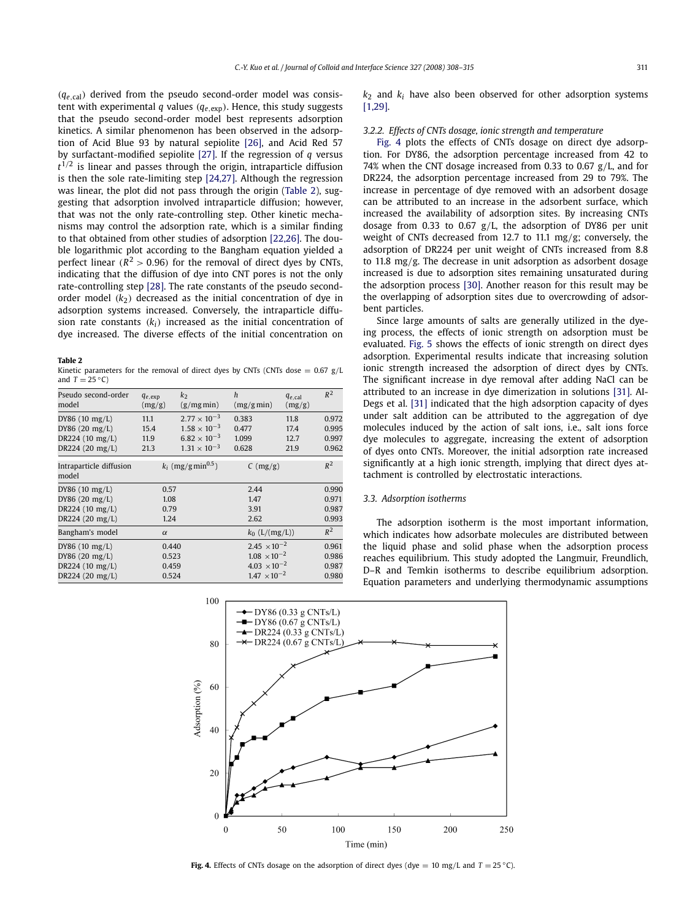($q_{e,\text{cal}}$) derived from the pseudo second-order model was consistent with experimental $q$ values ($q_{e,\text{exp}}$). Hence, this study suggests that the pseudo second-order model best represents adsorption kinetics. A similar phenomenon has been observed in the adsorption of Acid Blue 93 by natural sepiolite [26], and Acid Red 57 by surfactant-modified sepiolite [27]. If the regression of $q$ versus $t^{1/2}$ is linear and passes through the origin, intraparticle diffusion is then the sole rate-limiting step [24,27]. Although the regression was linear, the plot did not pass through the origin (Table 2), suggesting that adsorption involved intraparticle diffusion; however, that was not the only rate-controlling step. Other kinetic mechanisms may control the adsorption rate, which is a similar finding to that obtained from other studies of adsorption [22,26]. The double logarithmic plot according to the Bangham equation yielded a perfect linear ($R^2 > 0.96$) for the removal of direct dyes by CNTs, indicating that the diffusion of dye into CNT pores is not the only rate-controlling step [28]. The rate constants of the pseudo second-order model ($k_2$) decreased as the initial concentration of dye in adsorption systems increased. Conversely, the intraparticle diffusion rate constants ($k_i$) increased as the initial concentration of dye increased. The diverse effects of the initial concentration on $k_2$ and $k_i$ have also been observed for other adsorption systems [1,29].

**Table 2**
Kinetic parameters for the removal of direct dyes by CNTs (CNTs dose = 0.67 g/L and $T = 25\,^{\circ}\text{C}$)

| Pseudo second-order model | $q_{e,\text{exp}}$ (mg/g) | $k_2$ (g/mg min) | $h$ (mg/g min) | $q_{e,\text{cal}}$ (mg/g) | $R^2$ |
|---|---|---|---|---|---|
| DY86 (10 mg/L) | 11.1 | $2.77 \times 10^{-3}$ | 0.383 | 11.8 | 0.972 |
| DY86 (20 mg/L) | 15.4 | $1.58 \times 10^{-3}$ | 0.477 | 17.4 | 0.995 |
| DR224 (10 mg/L) | 11.9 | $6.82 \times 10^{-3}$ | 1.099 | 12.7 | 0.997 |
| DR224 (20 mg/L) | 21.3 | $1.31 \times 10^{-3}$ | 0.628 | 21.9 | 0.962 |
| **Intraparticle diffusion model** | $k_i$ (mg/g min$^{0.5}$) | | $C$ (mg/g) | | $R^2$ |
| DY86 (10 mg/L) | 0.57 | | 2.44 | | 0.990 |
| DY86 (20 mg/L) | 1.08 | | 1.47 | | 0.971 |
| DR224 (10 mg/L) | 0.79 | | 3.91 | | 0.987 |
| DR224 (20 mg/L) | 1.24 | | 2.62 | | 0.993 |
| **Bangham's model** | $\alpha$ | | $k_0$ (L/(mg/L)) | | $R^2$ |
| DY86 (10 mg/L) | 0.440 | | $2.45 \times 10^{-2}$ | | 0.961 |
| DY86 (20 mg/L) | 0.523 | | $1.08 \times 10^{-2}$ | | 0.986 |
| DR224 (10 mg/L) | 0.459 | | $4.03 \times 10^{-2}$ | | 0.987 |
| DR224 (20 mg/L) | 0.524 | | $1.47 \times 10^{-2}$ | | 0.980 |

### 3.2.2. Effects of CNTs dosage, ionic strength and temperature

Fig. 4 plots the effects of CNTs dosage on direct dye adsorption. For DY86, the adsorption percentage increased from 42 to 74% when the CNT dosage increased from 0.33 to 0.67 g/L, and for DR224, the adsorption percentage increased from 29 to 79%. The increase in percentage of dye removed with an adsorbent dosage can be attributed to an increase in the adsorbent surface, which increased the availability of adsorption sites. By increasing CNTs dosage from 0.33 to 0.67 g/L, the adsorption of DY86 per unit weight of CNTs decreased from 12.7 to 11.1 mg/g; conversely, the adsorption of DR224 per unit weight of CNTs increased from 8.8 to 11.8 mg/g. The decrease in unit adsorption as adsorbent dosage increased is due to adsorption sites remaining unsaturated during the adsorption process [30]. Another reason for this result may be the overlapping of adsorption sites due to overcrowding of adsorbent particles.

Since large amounts of salts are generally utilized in the dyeing process, the effects of ionic strength on adsorption must be evaluated. Fig. 5 shows the effects of ionic strength on direct dyes adsorption. Experimental results indicate that increasing solution ionic strength increased the adsorption of direct dyes by CNTs. The significant increase in dye removal after adding NaCl can be attributed to an increase in dye dimerization in solutions [31]. Al-Degs et al. [31] indicated that the high adsorption capacity of dyes under salt addition can be attributed to the aggregation of dye molecules induced by the action of salt ions, i.e., salt ions force dye molecules to aggregate, increasing the extent of adsorption of dyes onto CNTs. Moreover, the initial adsorption rate increased significantly at a high ionic strength, implying that direct dyes attachment is controlled by electrostatic interactions.

### 3.3. Adsorption isotherms

The adsorption isotherm is the most important information, which indicates how adsorbate molecules are distributed between the liquid phase and solid phase when the adsorption process reaches equilibrium. This study adopted the Langmuir, Freundlich, D–R and Temkin isotherms to describe equilibrium adsorption. Equation parameters and underlying thermodynamic assumptions

**Fig. 4.** Effects of CNTs dosage on the adsorption of direct dyes (dye = 10 mg/L and $T = 25\,^{\circ}\text{C}$).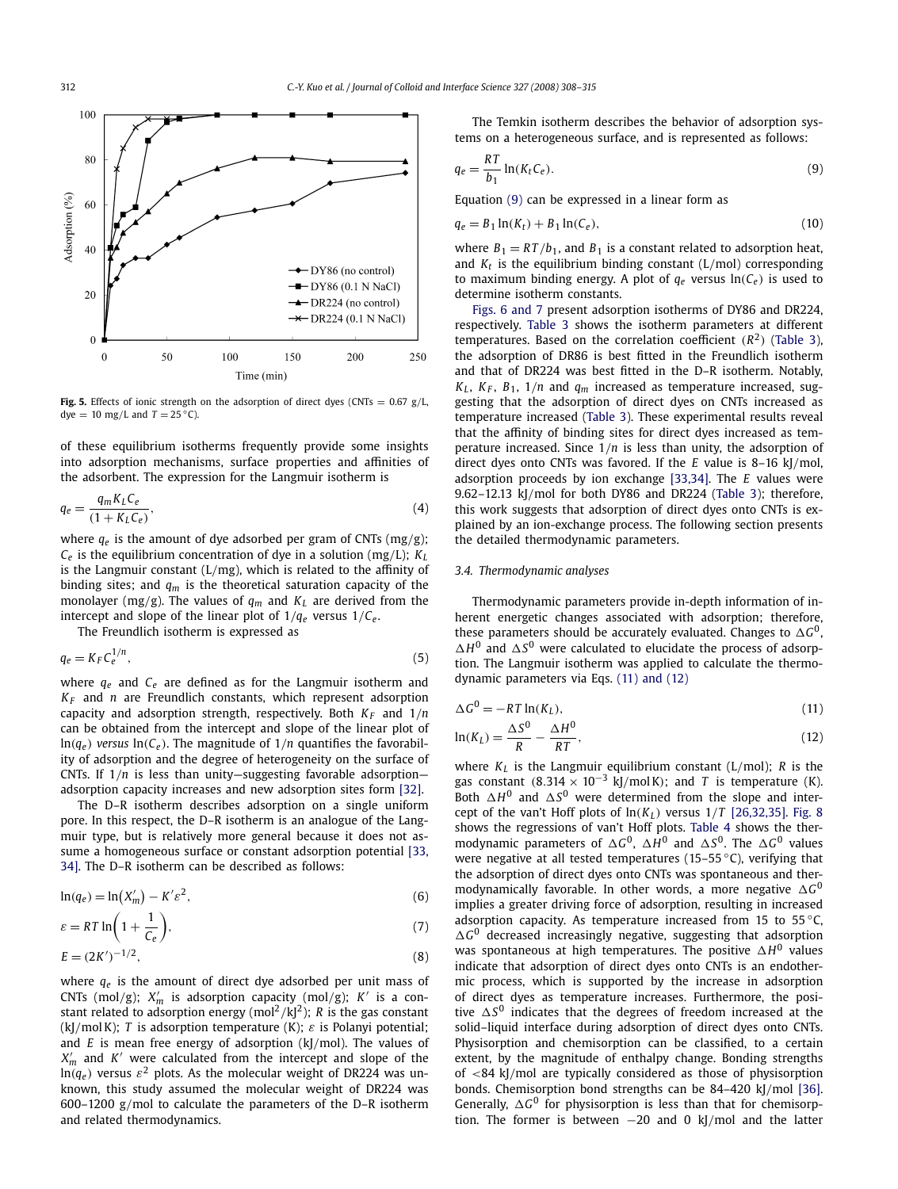Fig. 5. Effects of ionic strength on the adsorption of direct dyes (CNTs = 0.67 g/L, dye = 10 mg/L and $T = 25\,^{\circ}\mathrm{C}$).

of these equilibrium isotherms frequently provide some insights into adsorption mechanisms, surface properties and affinities of the adsorbent. The expression for the Langmuir isotherm is

$$q_e = \frac{q_m K_L C_e}{(1 + K_L C_e)}, \tag{4}$$

where $q_e$ is the amount of dye adsorbed per gram of CNTs (mg/g); $C_e$ is the equilibrium concentration of dye in a solution (mg/L); $K_L$ is the Langmuir constant (L/mg), which is related to the affinity of binding sites; and $q_m$ is the theoretical saturation capacity of the monolayer (mg/g). The values of $q_m$ and $K_L$ are derived from the intercept and slope of the linear plot of $1/q_e$ versus $1/C_e$.

The Freundlich isotherm is expressed as

$$q_e = K_F C_e^{1/n}, \tag{5}$$

where $q_e$ and $C_e$ are defined as for the Langmuir isotherm and $K_F$ and $n$ are Freundlich constants, which represent adsorption capacity and adsorption strength, respectively. Both $K_F$ and $1/n$ can be obtained from the intercept and slope of the linear plot of $\ln(q_e)$ *versus* $\ln(C_e)$. The magnitude of $1/n$ quantifies the favorability of adsorption and the degree of heterogeneity on the surface of CNTs. If $1/n$ is less than unity—suggesting favorable adsorption—adsorption capacity increases and new adsorption sites form [32].

The D–R isotherm describes adsorption on a single uniform pore. In this respect, the D–R isotherm is an analogue of the Langmuir type, but is relatively more general because it does not assume a homogeneous surface or constant adsorption potential [33,34]. The D–R isotherm can be described as follows:

$$\ln(q_e) = \ln(X'_m) - K'\varepsilon^2, \tag{6}$$

$$\varepsilon = RT \ln\left(1 + \frac{1}{C_e}\right), \tag{7}$$

$$E = (2K')^{-1/2}, \tag{8}$$

where $q_e$ is the amount of direct dye adsorbed per unit mass of CNTs (mol/g); $X'_m$ is adsorption capacity (mol/g); $K'$ is a constant related to adsorption energy ($\mathrm{mol^2/kJ^2}$); $R$ is the gas constant (kJ/mol K); $T$ is adsorption temperature (K); $\varepsilon$ is Polanyi potential; and $E$ is mean free energy of adsorption (kJ/mol). The values of $X'_m$ and $K'$ were calculated from the intercept and slope of the $\ln(q_e)$ versus $\varepsilon^2$ plots. As the molecular weight of DR224 was unknown, this study assumed the molecular weight of DR224 was 600–1200 g/mol to calculate the parameters of the D–R isotherm and related thermodynamics.

The Temkin isotherm describes the behavior of adsorption systems on a heterogeneous surface, and is represented as follows:

$$q_e = \frac{RT}{b_1} \ln(K_t C_e). \tag{9}$$

Equation (9) can be expressed in a linear form as

$$q_e = B_1 \ln(K_t) + B_1 \ln(C_e), \tag{10}$$

where $B_1 = RT/b_1$, and $B_1$ is a constant related to adsorption heat, and $K_t$ is the equilibrium binding constant (L/mol) corresponding to maximum binding energy. A plot of $q_e$ versus $\ln(C_e)$ is used to determine isotherm constants.

Figs. 6 and 7 present adsorption isotherms of DY86 and DR224, respectively. Table 3 shows the isotherm parameters at different temperatures. Based on the correlation coefficient ($R^2$) (Table 3), the adsorption of DR86 is best fitted in the Freundlich isotherm and that of DR224 was best fitted in the D–R isotherm. Notably, $K_L$, $K_F$, $B_1$, $1/n$ and $q_m$ increased as temperature increased, suggesting that the adsorption of direct dyes on CNTs increased as temperature increased (Table 3). These experimental results reveal that the affinity of binding sites for direct dyes increased as temperature increased. Since $1/n$ is less than unity, the adsorption of direct dyes onto CNTs was favored. If the $E$ value is 8–16 kJ/mol, adsorption proceeds by ion exchange [33,34]. The $E$ values were 9.62–12.13 kJ/mol for both DY86 and DR224 (Table 3); therefore, this work suggests that adsorption of direct dyes onto CNTs is explained by an ion-exchange process. The following section presents the detailed thermodynamic parameters.

### 3.4. Thermodynamic analyses

Thermodynamic parameters provide in-depth information of inherent energetic changes associated with adsorption; therefore, these parameters should be accurately evaluated. Changes to $\Delta G^0$, $\Delta H^0$ and $\Delta S^0$ were calculated to elucidate the process of adsorption. The Langmuir isotherm was applied to calculate the thermodynamic parameters via Eqs. (11) and (12)

$$\Delta G^0 = -RT \ln(K_L), \tag{11}$$

$$\ln(K_L) = \frac{\Delta S^0}{R} - \frac{\Delta H^0}{RT}, \tag{12}$$

where $K_L$ is the Langmuir equilibrium constant (L/mol); $R$ is the gas constant ($8.314 \times 10^{-3}$ kJ/mol K); and $T$ is temperature (K). Both $\Delta H^0$ and $\Delta S^0$ were determined from the slope and intercept of the van't Hoff plots of $\ln(K_L)$ versus $1/T$ [26,32,35]. Fig. 8 shows the regressions of van't Hoff plots. Table 4 shows the thermodynamic parameters of $\Delta G^0$, $\Delta H^0$ and $\Delta S^0$. The $\Delta G^0$ values were negative at all tested temperatures (15–55 °C), verifying that the adsorption of direct dyes onto CNTs was spontaneous and thermodynamically favorable. In other words, a more negative $\Delta G^0$ implies a greater driving force of adsorption, resulting in increased adsorption capacity. As temperature increased from 15 to 55 °C, $\Delta G^0$ decreased increasingly negative, suggesting that adsorption was spontaneous at high temperatures. The positive $\Delta H^0$ values indicate that adsorption of direct dyes onto CNTs is an endothermic process, which is supported by the increase in adsorption of direct dyes as temperature increases. Furthermore, the positive $\Delta S^0$ indicates that the degrees of freedom increased at the solid–liquid interface during adsorption of direct dyes onto CNTs. Physisorption and chemisorption can be classified, to a certain extent, by the magnitude of enthalpy change. Bonding strengths of <84 kJ/mol are typically considered as those of physisorption bonds. Chemisorption bond strengths can be 84–420 kJ/mol [36]. Generally, $\Delta G^0$ for physisorption is less than that for chemisorption. The former is between −20 and 0 kJ/mol and the latter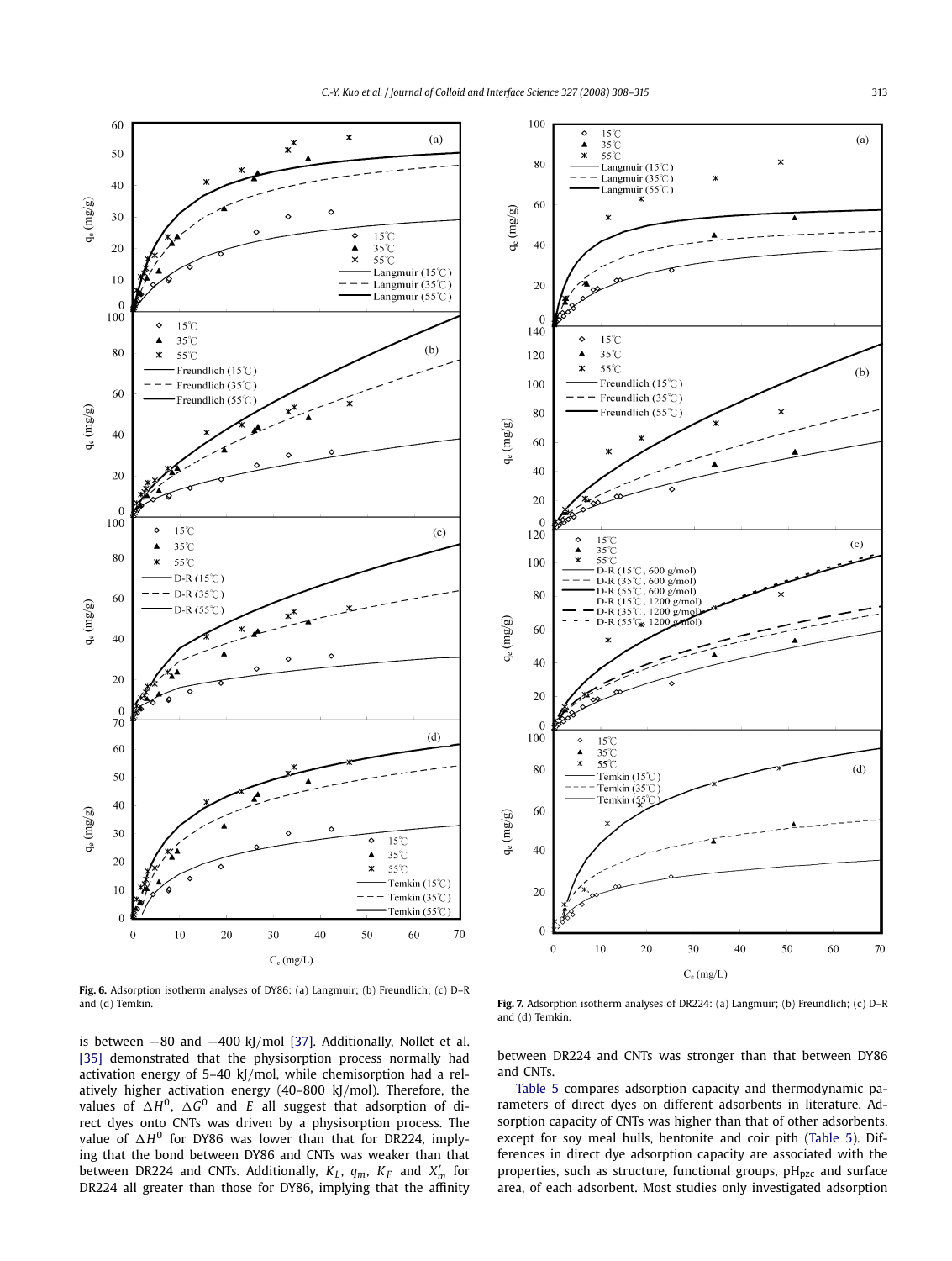Fig. 6. Adsorption isotherm analyses of DY86: (a) Langmuir; (b) Freundlich; (c) D–R and (d) Temkin.

Fig. 7. Adsorption isotherm analyses of DR224: (a) Langmuir; (b) Freundlich; (c) D–R and (d) Temkin.

is between −80 and −400 kJ/mol [37]. Additionally, Nollet et al. [35] demonstrated that the physisorption process normally had activation energy of 5–40 kJ/mol, while chemisorption had a relatively higher activation energy (40–800 kJ/mol). Therefore, the values of $\triangle H^0$, $\triangle G^0$ and $E$ all suggest that adsorption of direct dyes onto CNTs was driven by a physisorption process. The value of $\triangle H^0$ for DY86 was lower than that for DR224, implying that the bond between DY86 and CNTs was weaker than that between DR224 and CNTs. Additionally, $K_L$, $q_m$, $K_F$ and $X'_m$ for DR224 all greater than those for DY86, implying that the affinity between DR224 and CNTs was stronger than that between DY86 and CNTs.

Table 5 compares adsorption capacity and thermodynamic parameters of direct dyes on different adsorbents in literature. Adsorption capacity of CNTs was higher than that of other adsorbents, except for soy meal hulls, bentonite and coir pith (Table 5). Differences in direct dye adsorption capacity are associated with the properties, such as structure, functional groups, $pH_{pzc}$ and surface area, of each adsorbent. Most studies only investigated adsorption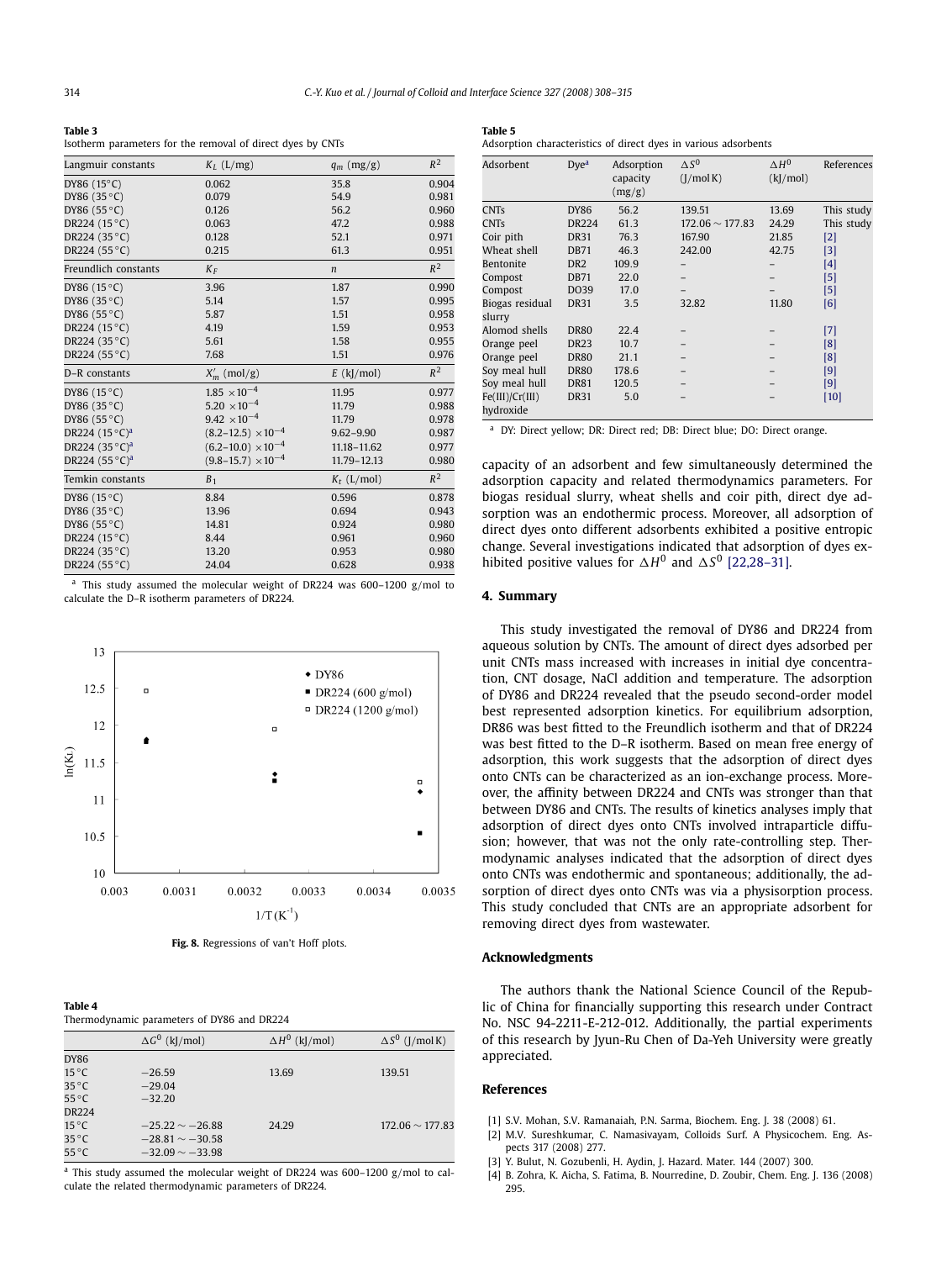**Table 3**
Isotherm parameters for the removal of direct dyes by CNTs

| Langmuir constants | $K_L$ (L/mg) | $q_m$ (mg/g) | $R^2$ |
|---|---|---|---|
| DY86 (15 °C) | 0.062 | 35.8 | 0.904 |
| DY86 (35 °C) | 0.079 | 54.9 | 0.981 |
| DY86 (55 °C) | 0.126 | 56.2 | 0.960 |
| DR224 (15 °C) | 0.063 | 47.2 | 0.988 |
| DR224 (35 °C) | 0.128 | 52.1 | 0.971 |
| DR224 (55 °C) | 0.215 | 61.3 | 0.951 |
| Freundlich constants | $K_F$ | $n$ | $R^2$ |
| DY86 (15 °C) | 3.96 | 1.87 | 0.990 |
| DY86 (35 °C) | 5.14 | 1.57 | 0.995 |
| DY86 (55 °C) | 5.87 | 1.51 | 0.958 |
| DR224 (15 °C) | 4.19 | 1.59 | 0.953 |
| DR224 (35 °C) | 5.61 | 1.58 | 0.955 |
| DR224 (55 °C) | 7.68 | 1.51 | 0.976 |
| D–R constants | $X'_m$ (mol/g) | $E$ (kJ/mol) | $R^2$ |
| DY86 (15 °C) | $1.85 \times 10^{-4}$ | 11.95 | 0.977 |
| DY86 (35 °C) | $5.20 \times 10^{-4}$ | 11.79 | 0.988 |
| DY86 (55 °C) | $9.42 \times 10^{-4}$ | 11.79 | 0.978 |
| DR224 (15 °C)[a] | $(8.2\text{–}12.5) \times 10^{-4}$ | 9.62–9.90 | 0.987 |
| DR224 (35 °C)[a] | $(6.2\text{–}10.0) \times 10^{-4}$ | 11.18–11.62 | 0.977 |
| DR224 (55 °C)[a] | $(9.8\text{–}15.7) \times 10^{-4}$ | 11.79–12.13 | 0.980 |
| Temkin constants | $B_1$ | $K_t$ (L/mol) | $R^2$ |
| DY86 (15 °C) | 8.84 | 0.596 | 0.878 |
| DY86 (35 °C) | 13.96 | 0.694 | 0.943 |
| DY86 (55 °C) | 14.81 | 0.924 | 0.980 |
| DR224 (15 °C) | 8.44 | 0.961 | 0.960 |
| DR224 (35 °C) | 13.20 | 0.953 | 0.980 |
| DR224 (55 °C) | 24.04 | 0.628 | 0.938 |

[a] This study assumed the molecular weight of DR224 was 600–1200 g/mol to calculate the D–R isotherm parameters of DR224.

Fig. 8. Regressions of van't Hoff plots.

**Table 4**
Thermodynamic parameters of DY86 and DR224

| | $\Delta G^0$ (kJ/mol) | $\Delta H^0$ (kJ/mol) | $\Delta S^0$ (J/mol K) |
|---|---|---|---|
| DY86 | | | |
| 15 °C | −26.59 | 13.69 | 139.51 |
| 35 °C | −29.04 | | |
| 55 °C | −32.20 | | |
| DR224 | | | |
| 15 °C | −25.22 ∼ −26.88 | 24.29 | 172.06 ∼ 177.83 |
| 35 °C | −28.81 ∼ −30.58 | | |
| 55 °C | −32.09 ∼ −33.98 | | |

[a] This study assumed the molecular weight of DR224 was 600–1200 g/mol to calculate the related thermodynamic parameters of DR224.

**Table 5**
Adsorption characteristics of direct dyes in various adsorbents

| Adsorbent | Dye[a] | Adsorption capacity (mg/g) | $\Delta S^0$ (J/mol K) | $\Delta H^0$ (kJ/mol) | References |
|---|---|---|---|---|---|
| CNTs | DY86 | 56.2 | 139.51 | 13.69 | This study |
| CNTs | DR224 | 61.3 | 172.06 ∼ 177.83 | 24.29 | This study |
| Coir pith | DR31 | 76.3 | 167.90 | 21.85 | [2] |
| Wheat shell | DB71 | 46.3 | 242.00 | 42.75 | [3] |
| Bentonite | DR2 | 109.9 | – | – | [4] |
| Compost | DB71 | 22.0 | – | – | [5] |
| Compost | DO39 | 17.0 | – | – | [5] |
| Biogas residual slurry | DR31 | 3.5 | 32.82 | 11.80 | [6] |
| Alomod shells | DR80 | 22.4 | – | – | [7] |
| Orange peel | DR23 | 10.7 | – | – | [8] |
| Orange peel | DR80 | 21.1 | – | – | [8] |
| Soy meal hull | DR80 | 178.6 | – | – | [9] |
| Soy meal hull | DR81 | 120.5 | – | – | [9] |
| Fe(III)/Cr(III) hydroxide | DR31 | 5.0 | – | – | [10] |

[a] DY: Direct yellow; DR: Direct red; DB: Direct blue; DO: Direct orange.

capacity of an adsorbent and few simultaneously determined the adsorption capacity and related thermodynamics parameters. For biogas residual slurry, wheat shells and coir pith, direct dye adsorption was an endothermic process. Moreover, all adsorption of direct dyes onto different adsorbents exhibited a positive entropic change. Several investigations indicated that adsorption of dyes exhibited positive values for $\Delta H^0$ and $\Delta S^0$ [22,28–31].

## 4. Summary

This study investigated the removal of DY86 and DR224 from aqueous solution by CNTs. The amount of direct dyes adsorbed per unit CNTs mass increased with increases in initial dye concentration, CNT dosage, NaCl addition and temperature. The adsorption of DY86 and DR224 revealed that the pseudo second-order model best represented adsorption kinetics. For equilibrium adsorption, DR86 was best fitted to the Freundlich isotherm and that of DR224 was best fitted to the D–R isotherm. Based on mean free energy of adsorption, this work suggests that the adsorption of direct dyes onto CNTs can be characterized as an ion-exchange process. Moreover, the affinity between DR224 and CNTs was stronger than that between DY86 and CNTs. The results of kinetics analyses imply that adsorption of direct dyes onto CNTs involved intraparticle diffusion; however, that was not the only rate-controlling step. Thermodynamic analyses indicated that the adsorption of direct dyes onto CNTs was endothermic and spontaneous; additionally, the adsorption of direct dyes onto CNTs was via a physisorption process. This study concluded that CNTs are an appropriate adsorbent for removing direct dyes from wastewater.

## Acknowledgments

The authors thank the National Science Council of the Republic of China for financially supporting this research under Contract No. NSC 94-2211-E-212-012. Additionally, the partial experiments of this research by Jyun-Ru Chen of Da-Yeh University were greatly appreciated.

## References

[1] S.V. Mohan, S.V. Ramanaiah, P.N. Sarma, Biochem. Eng. J. 38 (2008) 61.
[2] M.V. Sureshkumar, C. Namasivayam, Colloids Surf. A Physicochem. Eng. Aspects 317 (2008) 277.
[3] Y. Bulut, N. Gozubenli, H. Aydin, J. Hazard. Mater. 144 (2007) 300.
[4] B. Zohra, K. Aicha, S. Fatima, B. Nourredine, D. Zoubir, Chem. Eng. J. 136 (2008) 295.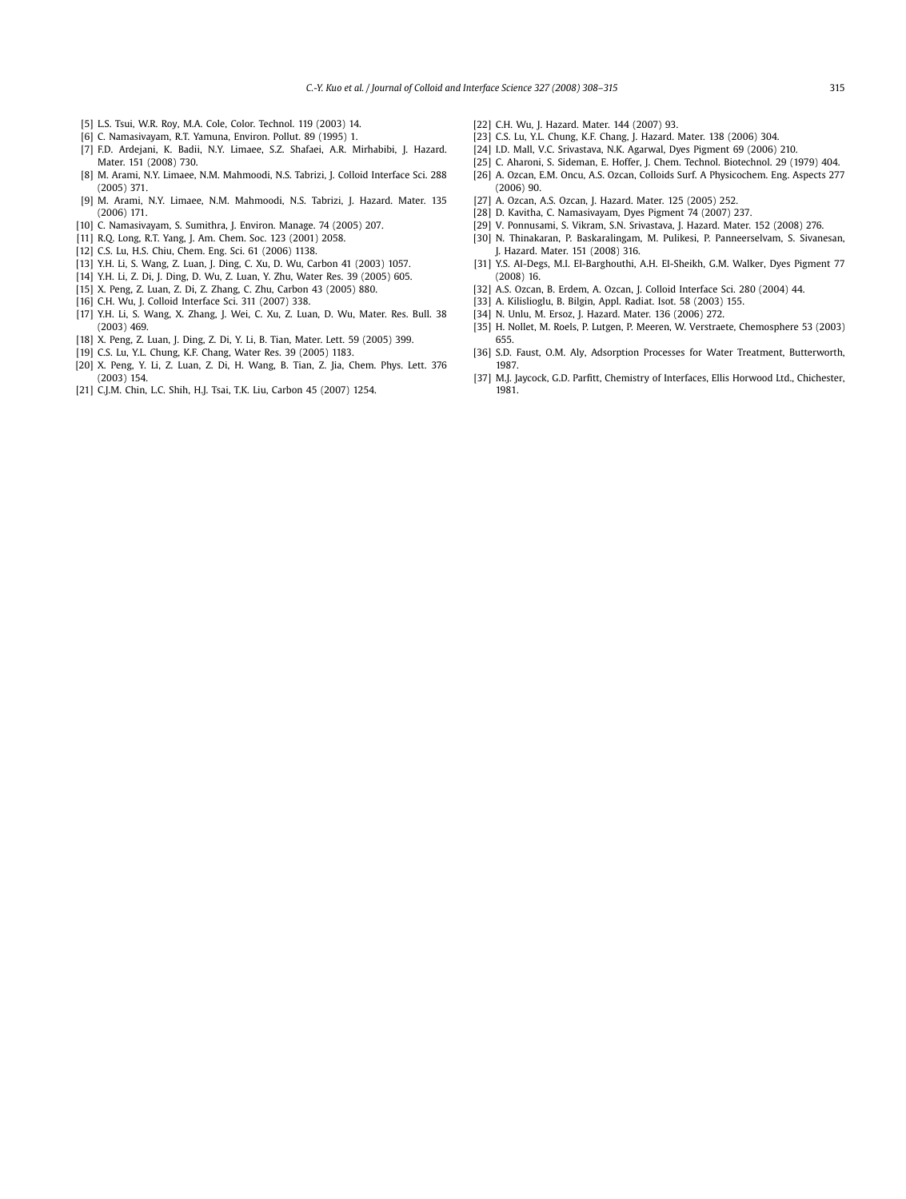[5] L.S. Tsui, W.R. Roy, M.A. Cole, Color. Technol. 119 (2003) 14.
[6] C. Namasivayam, R.T. Yamuna, Environ. Pollut. 89 (1995) 1.
[7] F.D. Ardejani, K. Badii, N.Y. Limaee, S.Z. Shafaei, A.R. Mirhabibi, J. Hazard. Mater. 151 (2008) 730.
[8] M. Arami, N.Y. Limaee, N.M. Mahmoodi, N.S. Tabrizi, J. Colloid Interface Sci. 288 (2005) 371.
[9] M. Arami, N.Y. Limaee, N.M. Mahmoodi, N.S. Tabrizi, J. Hazard. Mater. 135 (2006) 171.
[10] C. Namasivayam, S. Sumithra, J. Environ. Manage. 74 (2005) 207.
[11] R.Q. Long, R.T. Yang, J. Am. Chem. Soc. 123 (2001) 2058.
[12] C.S. Lu, H.S. Chiu, Chem. Eng. Sci. 61 (2006) 1138.
[13] Y.H. Li, S. Wang, Z. Luan, J. Ding, C. Xu, D. Wu, Carbon 41 (2003) 1057.
[14] Y.H. Li, Z. Di, J. Ding, D. Wu, Z. Luan, Y. Zhu, Water Res. 39 (2005) 605.
[15] X. Peng, Z. Luan, Z. Di, Z. Zhang, C. Zhu, Carbon 43 (2005) 880.
[16] C.H. Wu, J. Colloid Interface Sci. 311 (2007) 338.
[17] Y.H. Li, S. Wang, X. Zhang, J. Wei, C. Xu, Z. Luan, D. Wu, Mater. Res. Bull. 38 (2003) 469.
[18] X. Peng, Z. Luan, J. Ding, Z. Di, Y. Li, B. Tian, Mater. Lett. 59 (2005) 399.
[19] C.S. Lu, Y.L. Chung, K.F. Chang, Water Res. 39 (2005) 1183.
[20] X. Peng, Y. Li, Z. Luan, Z. Di, H. Wang, B. Tian, Z. Jia, Chem. Phys. Lett. 376 (2003) 154.
[21] C.J.M. Chin, L.C. Shih, H.J. Tsai, T.K. Liu, Carbon 45 (2007) 1254.
[22] C.H. Wu, J. Hazard. Mater. 144 (2007) 93.
[23] C.S. Lu, Y.L. Chung, K.F. Chang, J. Hazard. Mater. 138 (2006) 304.
[24] I.D. Mall, V.C. Srivastava, N.K. Agarwal, Dyes Pigment 69 (2006) 210.
[25] C. Aharoni, S. Sideman, E. Hoffer, J. Chem. Technol. Biotechnol. 29 (1979) 404.
[26] A. Ozcan, E.M. Oncu, A.S. Ozcan, Colloids Surf. A Physicochem. Eng. Aspects 277 (2006) 90.
[27] A. Ozcan, A.S. Ozcan, J. Hazard. Mater. 125 (2005) 252.
[28] D. Kavitha, C. Namasivayam, Dyes Pigment 74 (2007) 237.
[29] V. Ponnusami, S. Vikram, S.N. Srivastava, J. Hazard. Mater. 152 (2008) 276.
[30] N. Thinakaran, P. Baskaralingam, M. Pulikesi, P. Panneerselvam, S. Sivanesan, J. Hazard. Mater. 151 (2008) 316.
[31] Y.S. Al-Degs, M.I. El-Barghouthi, A.H. El-Sheikh, G.M. Walker, Dyes Pigment 77 (2008) 16.
[32] A.S. Ozcan, B. Erdem, A. Ozcan, J. Colloid Interface Sci. 280 (2004) 44.
[33] A. Kilislioglu, B. Bilgin, Appl. Radiat. Isot. 58 (2003) 155.
[34] N. Unlu, M. Ersoz, J. Hazard. Mater. 136 (2006) 272.
[35] H. Nollet, M. Roels, P. Lutgen, P. Meeren, W. Verstraete, Chemosphere 53 (2003) 655.
[36] S.D. Faust, O.M. Aly, Adsorption Processes for Water Treatment, Butterworth, 1987.
[37] M.J. Jaycock, G.D. Parfitt, Chemistry of Interfaces, Ellis Horwood Ltd., Chichester, 1981.